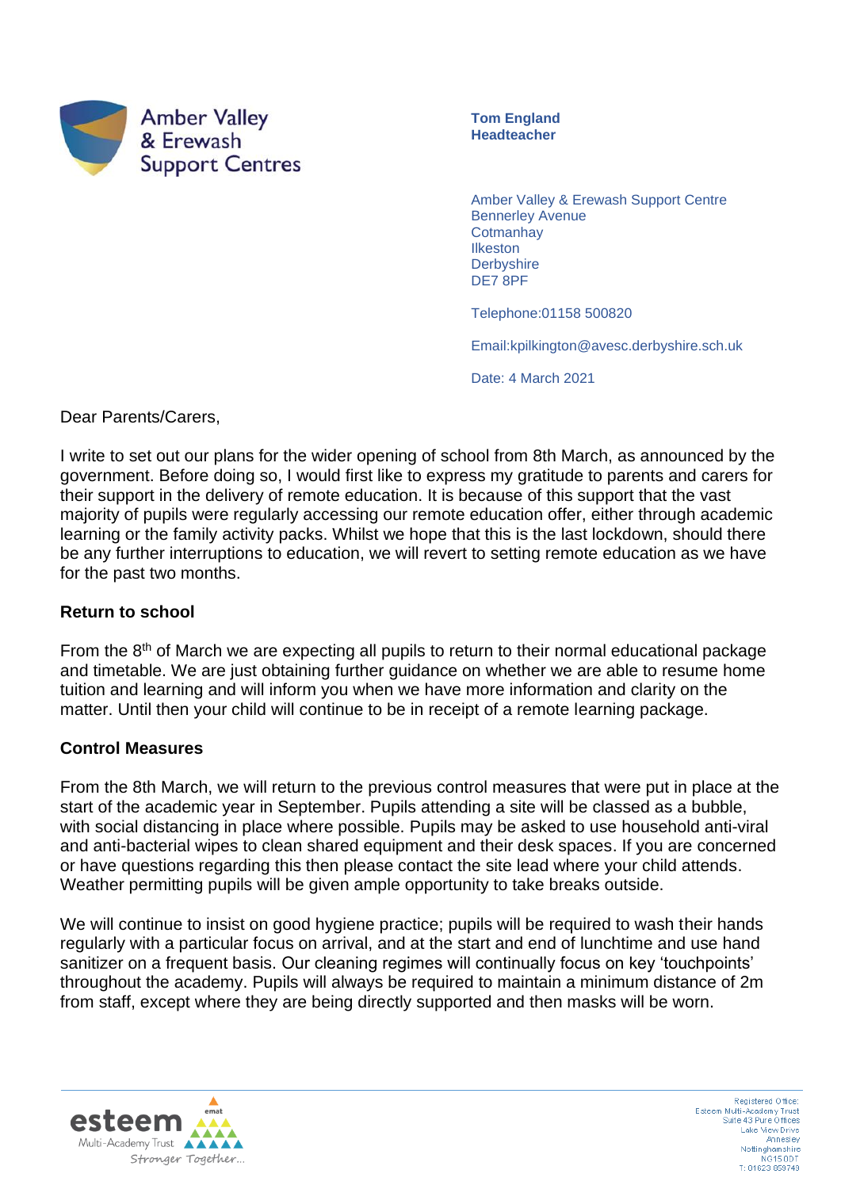Amber Valley & Erewash Support Centres

**Tom England**
**Headteacher**

Amber Valley & Erewash Support Centre
Bennerley Avenue
Cotmanhay
Ilkeston
Derbyshire
DE7 8PF

Telephone:01158 500820

Email:kpilkington@avesc.derbyshire.sch.uk

Date: 4 March 2021

Dear Parents/Carers,

I write to set out our plans for the wider opening of school from 8th March, as announced by the government. Before doing so, I would first like to express my gratitude to parents and carers for their support in the delivery of remote education. It is because of this support that the vast majority of pupils were regularly accessing our remote education offer, either through academic learning or the family activity packs. Whilst we hope that this is the last lockdown, should there be any further interruptions to education, we will revert to setting remote education as we have for the past two months.

**Return to school**

From the 8th of March we are expecting all pupils to return to their normal educational package and timetable. We are just obtaining further guidance on whether we are able to resume home tuition and learning and will inform you when we have more information and clarity on the matter. Until then your child will continue to be in receipt of a remote learning package.

**Control Measures**

From the 8th March, we will return to the previous control measures that were put in place at the start of the academic year in September. Pupils attending a site will be classed as a bubble, with social distancing in place where possible. Pupils may be asked to use household anti-viral and anti-bacterial wipes to clean shared equipment and their desk spaces. If you are concerned or have questions regarding this then please contact the site lead where your child attends. Weather permitting pupils will be given ample opportunity to take breaks outside.

We will continue to insist on good hygiene practice; pupils will be required to wash their hands regularly with a particular focus on arrival, and at the start and end of lunchtime and use hand sanitizer on a frequent basis. Our cleaning regimes will continually focus on key 'touchpoints' throughout the academy. Pupils will always be required to maintain a minimum distance of 2m from staff, except where they are being directly supported and then masks will be worn.

esteem Multi-Academy Trust
emat
Stronger Together...

Registered Office:
Esteem Multi-Academy Trust
Suite 43 Pure Offices
Lake View Drive
Annesley
Nottinghamshire
NG15 0DT
T: 01623 859749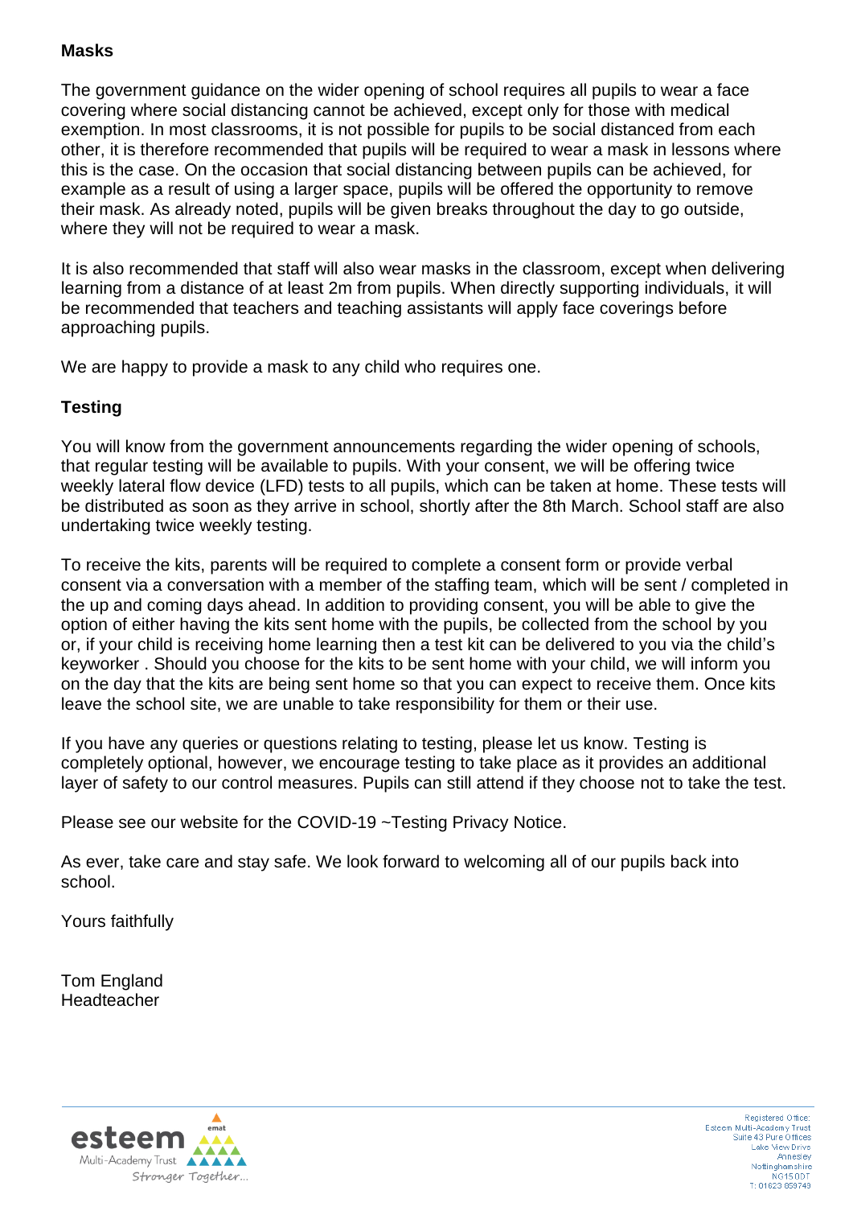**Masks**

The government guidance on the wider opening of school requires all pupils to wear a face covering where social distancing cannot be achieved, except only for those with medical exemption. In most classrooms, it is not possible for pupils to be social distanced from each other, it is therefore recommended that pupils will be required to wear a mask in lessons where this is the case. On the occasion that social distancing between pupils can be achieved, for example as a result of using a larger space, pupils will be offered the opportunity to remove their mask. As already noted, pupils will be given breaks throughout the day to go outside, where they will not be required to wear a mask.

It is also recommended that staff will also wear masks in the classroom, except when delivering learning from a distance of at least 2m from pupils. When directly supporting individuals, it will be recommended that teachers and teaching assistants will apply face coverings before approaching pupils.

We are happy to provide a mask to any child who requires one.

**Testing**

You will know from the government announcements regarding the wider opening of schools, that regular testing will be available to pupils. With your consent, we will be offering twice weekly lateral flow device (LFD) tests to all pupils, which can be taken at home. These tests will be distributed as soon as they arrive in school, shortly after the 8th March. School staff are also undertaking twice weekly testing.

To receive the kits, parents will be required to complete a consent form or provide verbal consent via a conversation with a member of the staffing team, which will be sent / completed in the up and coming days ahead. In addition to providing consent, you will be able to give the option of either having the kits sent home with the pupils, be collected from the school by you or, if your child is receiving home learning then a test kit can be delivered to you via the child's keyworker . Should you choose for the kits to be sent home with your child, we will inform you on the day that the kits are being sent home so that you can expect to receive them. Once kits leave the school site, we are unable to take responsibility for them or their use.

If you have any queries or questions relating to testing, please let us know. Testing is completely optional, however, we encourage testing to take place as it provides an additional layer of safety to our control measures. Pupils can still attend if they choose not to take the test.

Please see our website for the COVID-19 ~Testing Privacy Notice.

As ever, take care and stay safe. We look forward to welcoming all of our pupils back into school.

Yours faithfully

Tom England
Headteacher

esteem Multi-Academy Trust
emat
Stronger Together...

Registered Office:
Esteem Multi-Academy Trust
Suite 43 Pure Offices
Lake View Drive
Annesley
Nottinghamshire
NG15 0DT
T: 01623 859749